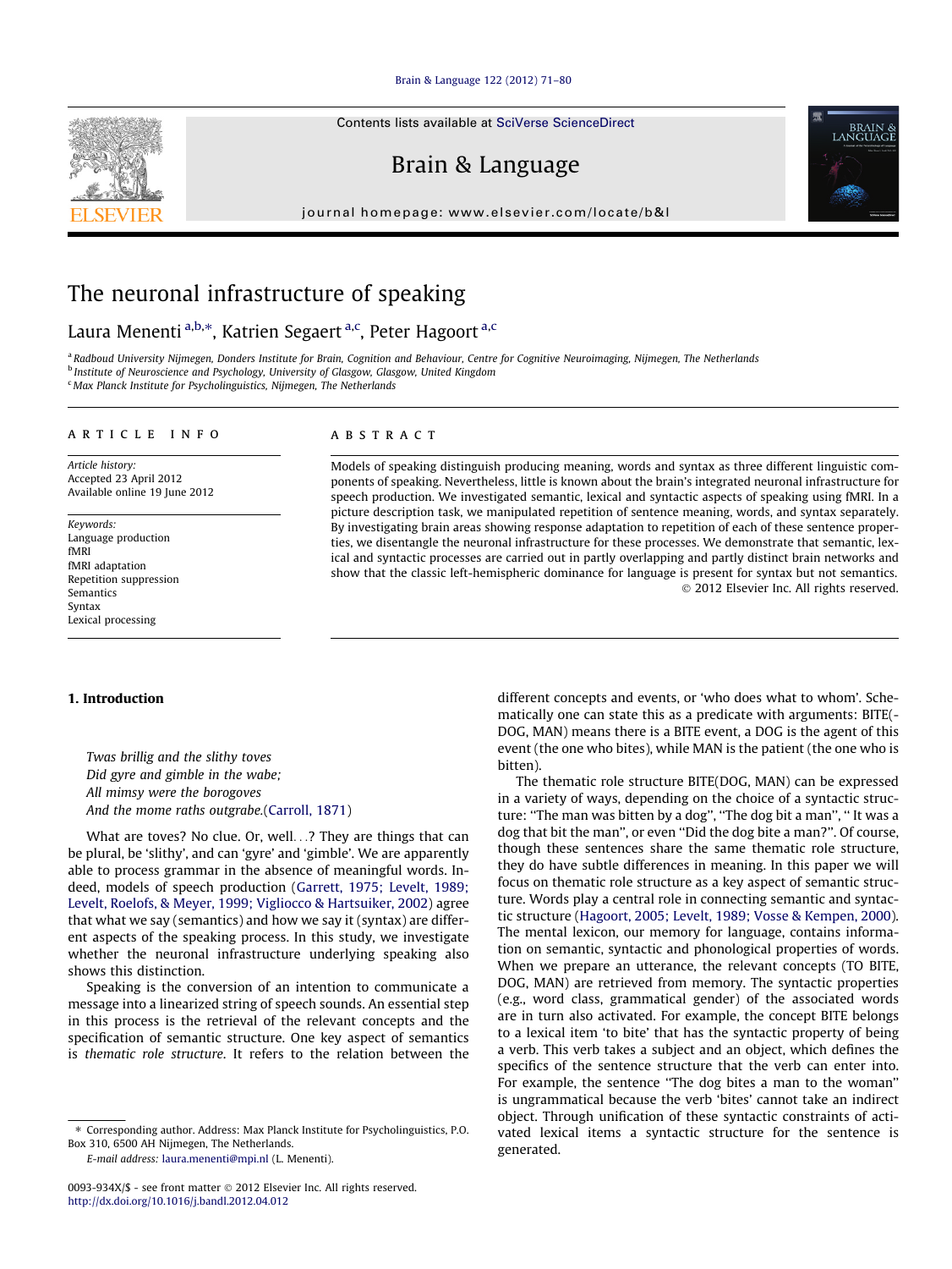# The neuronal infrastructure of speaking

Laura Menenti [a,b,*], Katrien Segaert [a,c], Peter Hagoort [a,c]

[a] Radboud University Nijmegen, Donders Institute for Brain, Cognition and Behaviour, Centre for Cognitive Neuroimaging, Nijmegen, The Netherlands
[b] Institute of Neuroscience and Psychology, University of Glasgow, Glasgow, United Kingdom
[c] Max Planck Institute for Psycholinguistics, Nijmegen, The Netherlands

## ARTICLE INFO

*Article history:*
Accepted 23 April 2012
Available online 19 June 2012

*Keywords:*
Language production
fMRI
fMRI adaptation
Repetition suppression
Semantics
Syntax
Lexical processing

## ABSTRACT

Models of speaking distinguish producing meaning, words and syntax as three different linguistic components of speaking. Nevertheless, little is known about the brain's integrated neuronal infrastructure for speech production. We investigated semantic, lexical and syntactic aspects of speaking using fMRI. In a picture description task, we manipulated repetition of sentence meaning, words, and syntax separately. By investigating brain areas showing response adaptation to repetition of each of these sentence properties, we disentangle the neuronal infrastructure for these processes. We demonstrate that semantic, lexical and syntactic processes are carried out in partly overlapping and partly distinct brain networks and show that the classic left-hemispheric dominance for language is present for syntax but not semantics.

© 2012 Elsevier Inc. All rights reserved.

## 1. Introduction

*Twas brillig and the slithy toves*
*Did gyre and gimble in the wabe;*
*All mimsy were the borogoves*
*And the mome raths outgrabe.*(Carroll, 1871)

What are toves? No clue. Or, well...? They are things that can be plural, be 'slithy', and can 'gyre' and 'gimble'. We are apparently able to process grammar in the absence of meaningful words. Indeed, models of speech production (Garrett, 1975; Levelt, 1989; Levelt, Roelofs, & Meyer, 1999; Vigliocco & Hartsuiker, 2002) agree that what we say (semantics) and how we say it (syntax) are different aspects of the speaking process. In this study, we investigate whether the neuronal infrastructure underlying speaking also shows this distinction.

Speaking is the conversion of an intention to communicate a message into a linearized string of speech sounds. An essential step in this process is the retrieval of the relevant concepts and the specification of semantic structure. One key aspect of semantics is *thematic role structure*. It refers to the relation between the different concepts and events, or 'who does what to whom'. Schematically one can state this as a predicate with arguments: BITE(DOG, MAN) means there is a BITE event, a DOG is the agent of this event (the one who bites), while MAN is the patient (the one who is bitten).

The thematic role structure BITE(DOG, MAN) can be expressed in a variety of ways, depending on the choice of a syntactic structure: "The man was bitten by a dog", "The dog bit a man", " It was a dog that bit the man", or even "Did the dog bite a man?". Of course, though these sentences share the same thematic role structure, they do have subtle differences in meaning. In this paper we will focus on thematic role structure as a key aspect of semantic structure. Words play a central role in connecting semantic and syntactic structure (Hagoort, 2005; Levelt, 1989; Vosse & Kempen, 2000). The mental lexicon, our memory for language, contains information on semantic, syntactic and phonological properties of words. When we prepare an utterance, the relevant concepts (TO BITE, DOG, MAN) are retrieved from memory. The syntactic properties (e.g., word class, grammatical gender) of the associated words are in turn also activated. For example, the concept BITE belongs to a lexical item 'to bite' that has the syntactic property of being a verb. This verb takes a subject and an object, which defines the specifics of the sentence structure that the verb can enter into. For example, the sentence "The dog bites a man to the woman" is ungrammatical because the verb 'bites' cannot take an indirect object. Through unification of these syntactic constraints of activated lexical items a syntactic structure for the sentence is generated.

\* Corresponding author. Address: Max Planck Institute for Psycholinguistics, P.O. Box 310, 6500 AH Nijmegen, The Netherlands.
E-mail address: laura.menenti@mpi.nl (L. Menenti).

0093-934X/$ - see front matter © 2012 Elsevier Inc. All rights reserved.
http://dx.doi.org/10.1016/j.bandl.2012.04.012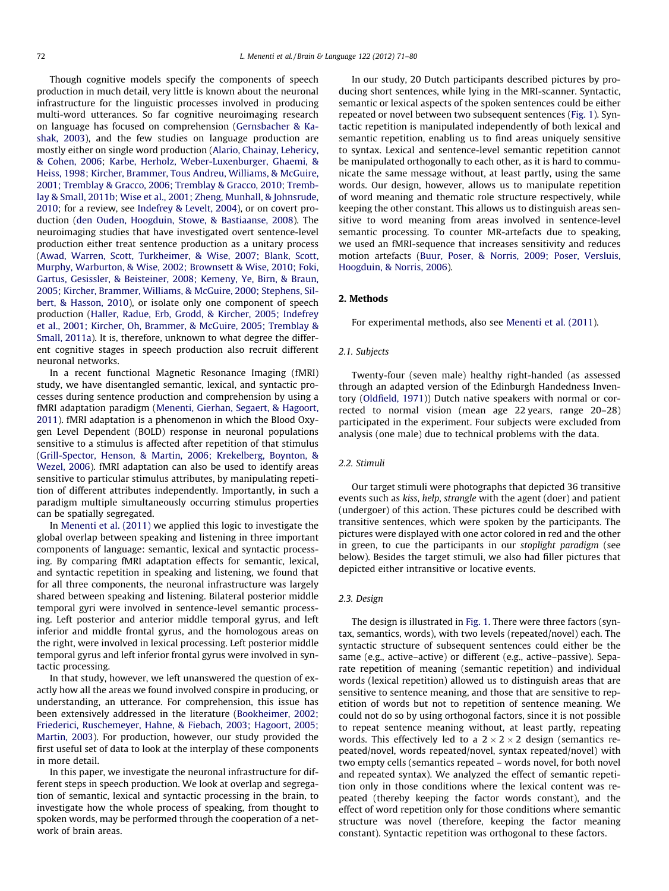Though cognitive models specify the components of speech production in much detail, very little is known about the neuronal infrastructure for the linguistic processes involved in producing multi-word utterances. So far cognitive neuroimaging research on language has focused on comprehension (Gernsbacher & Kashak, 2003), and the few studies on language production are mostly either on single word production (Alario, Chainay, Lehericy, & Cohen, 2006; Karbe, Herholz, Weber-Luxenburger, Ghaemi, & Heiss, 1998; Kircher, Brammer, Tous Andreu, Williams, & McGuire, 2001; Tremblay & Gracco, 2006; Tremblay & Gracco, 2010; Tremblay & Small, 2011b; Wise et al., 2001; Zheng, Munhall, & Johnsrude, 2010; for a review, see Indefrey & Levelt, 2004), or on covert production (den Ouden, Hoogduin, Stowe, & Bastiaanse, 2008). The neuroimaging studies that have investigated overt sentence-level production either treat sentence production as a unitary process (Awad, Warren, Scott, Turkheimer, & Wise, 2007; Blank, Scott, Murphy, Warburton, & Wise, 2002; Brownsett & Wise, 2010; Foki, Gartus, Gesissler, & Beisteiner, 2008; Kemeny, Ye, Birn, & Braun, 2005; Kircher, Brammer, Williams, & McGuire, 2000; Stephens, Silbert, & Hasson, 2010), or isolate only one component of speech production (Haller, Radue, Erb, Grodd, & Kircher, 2005; Indefrey et al., 2001; Kircher, Oh, Brammer, & McGuire, 2005; Tremblay & Small, 2011a). It is, therefore, unknown to what degree the different cognitive stages in speech production also recruit different neuronal networks.

In a recent functional Magnetic Resonance Imaging (fMRI) study, we have disentangled semantic, lexical, and syntactic processes during sentence production and comprehension by using a fMRI adaptation paradigm (Menenti, Gierhan, Segaert, & Hagoort, 2011). fMRI adaptation is a phenomenon in which the Blood Oxygen Level Dependent (BOLD) response in neuronal populations sensitive to a stimulus is affected after repetition of that stimulus (Grill-Spector, Henson, & Martin, 2006; Krekelberg, Boynton, & Wezel, 2006). fMRI adaptation can also be used to identify areas sensitive to particular stimulus attributes, by manipulating repetition of different attributes independently. Importantly, in such a paradigm multiple simultaneously occurring stimulus properties can be spatially segregated.

In Menenti et al. (2011) we applied this logic to investigate the global overlap between speaking and listening in three important components of language: semantic, lexical and syntactic processing. By comparing fMRI adaptation effects for semantic, lexical, and syntactic repetition in speaking and listening, we found that for all three components, the neuronal infrastructure was largely shared between speaking and listening. Bilateral posterior middle temporal gyri were involved in sentence-level semantic processing. Left posterior and anterior middle temporal gyrus, and left inferior and middle frontal gyrus, and the homologous areas on the right, were involved in lexical processing. Left posterior middle temporal gyrus and left inferior frontal gyrus were involved in syntactic processing.

In that study, however, we left unanswered the question of exactly how all the areas we found involved conspire in producing, or understanding, an utterance. For comprehension, this issue has been extensively addressed in the literature (Bookheimer, 2002; Friederici, Ruschemeyer, Hahne, & Fiebach, 2003; Hagoort, 2005; Martin, 2003). For production, however, our study provided the first useful set of data to look at the interplay of these components in more detail.

In this paper, we investigate the neuronal infrastructure for different steps in speech production. We look at overlap and segregation of semantic, lexical and syntactic processing in the brain, to investigate how the whole process of speaking, from thought to spoken words, may be performed through the cooperation of a network of brain areas.

In our study, 20 Dutch participants described pictures by producing short sentences, while lying in the MRI-scanner. Syntactic, semantic or lexical aspects of the spoken sentences could be either repeated or novel between two subsequent sentences (Fig. 1). Syntactic repetition is manipulated independently of both lexical and semantic repetition, enabling us to find areas uniquely sensitive to syntax. Lexical and sentence-level semantic repetition cannot be manipulated orthogonally to each other, as it is hard to communicate the same message without, at least partly, using the same words. Our design, however, allows us to manipulate repetition of word meaning and thematic role structure respectively, while keeping the other constant. This allows us to distinguish areas sensitive to word meaning from areas involved in sentence-level semantic processing. To counter MR-artefacts due to speaking, we used an fMRI-sequence that increases sensitivity and reduces motion artefacts (Buur, Poser, & Norris, 2009; Poser, Versluis, Hoogduin, & Norris, 2006).

## 2. Methods

For experimental methods, also see Menenti et al. (2011).

### 2.1. Subjects

Twenty-four (seven male) healthy right-handed (as assessed through an adapted version of the Edinburgh Handedness Inventory (Oldfield, 1971)) Dutch native speakers with normal or corrected to normal vision (mean age 22 years, range 20–28) participated in the experiment. Four subjects were excluded from analysis (one male) due to technical problems with the data.

### 2.2. Stimuli

Our target stimuli were photographs that depicted 36 transitive events such as *kiss*, *help*, *strangle* with the agent (doer) and patient (undergoer) of this action. These pictures could be described with transitive sentences, which were spoken by the participants. The pictures were displayed with one actor colored in red and the other in green, to cue the participants in our *stoplight paradigm* (see below). Besides the target stimuli, we also had filler pictures that depicted either intransitive or locative events.

### 2.3. Design

The design is illustrated in Fig. 1. There were three factors (syntax, semantics, words), with two levels (repeated/novel) each. The syntactic structure of subsequent sentences could either be the same (e.g., active–active) or different (e.g., active–passive). Separate repetition of meaning (semantic repetition) and individual words (lexical repetition) allowed us to distinguish areas that are sensitive to sentence meaning, and those that are sensitive to repetition of words but not to repetition of sentence meaning. We could not do so by using orthogonal factors, since it is not possible to repeat sentence meaning without, at least partly, repeating words. This effectively led to a $2 \times 2 \times 2$ design (semantics repeated/novel, words repeated/novel, syntax repeated/novel) with two empty cells (semantics repeated – words novel, for both novel and repeated syntax). We analyzed the effect of semantic repetition only in those conditions where the lexical content was repeated (thereby keeping the factor words constant), and the effect of word repetition only for those conditions where semantic structure was novel (therefore, keeping the factor meaning constant). Syntactic repetition was orthogonal to these factors.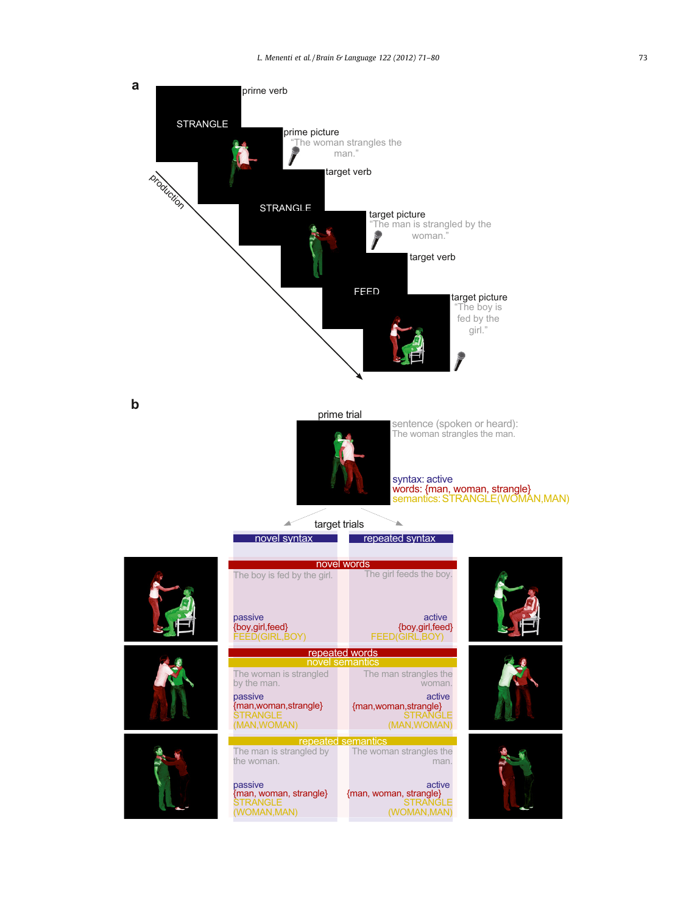**a**

prime verb

STRANGLE

prime picture
"The woman strangles the man."

target verb

STRANGLE

target picture
"The man is strangled by the woman."

target verb

FEED

target picture
"The boy is fed by the girl."

production

**b**

prime trial

sentence (spoken or heard):
The woman strangles the man.

syntax: active
words: {man, woman, strangle}
semantics: STRANGLE(WOMAN,MAN)

target trials

| | novel syntax | repeated syntax |
|---|---|---|
| **novel words** | The boy is fed by the girl.<br>passive<br>{boy,girl,feed}<br>FEED(GIRL,BOY) | The girl feeds the boy.<br>active<br>{boy,girl,feed}<br>FEED(GIRL,BOY) |
| **repeated words / novel semantics** | The woman is strangled by the man.<br>passive<br>{man,woman,strangle}<br>STRANGLE (MAN,WOMAN) | The man strangles the woman.<br>active<br>{man,woman,strangle}<br>STRANGLE (MAN,WOMAN) |
| **repeated semantics** | The man is strangled by the woman.<br>passive<br>{man, woman, strangle}<br>STRANGLE (WOMAN,MAN) | The woman strangles the man.<br>active<br>{man, woman, strangle}<br>STRANGLE (WOMAN,MAN) |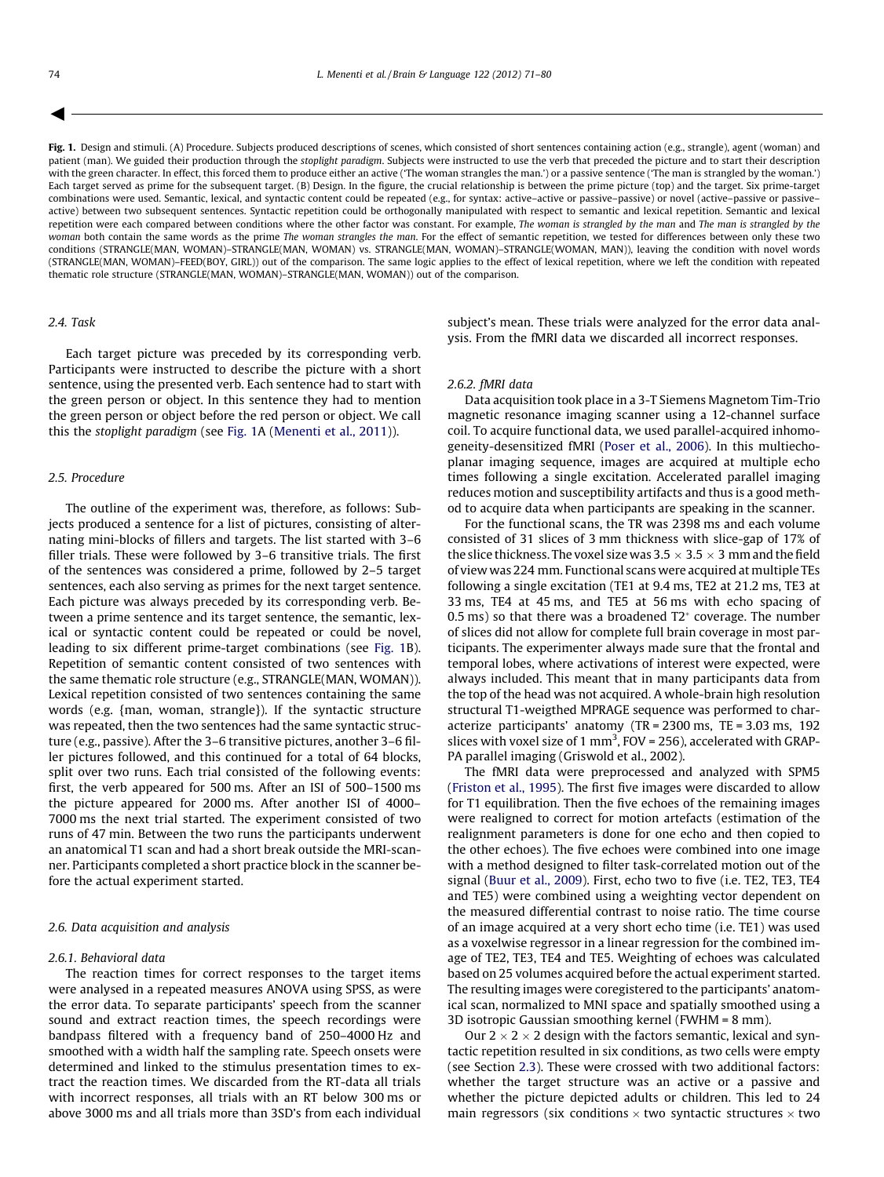**Fig. 1.** Design and stimuli. (A) Procedure. Subjects produced descriptions of scenes, which consisted of short sentences containing action (e.g., strangle), agent (woman) and patient (man). We guided their production through the *stoplight paradigm*. Subjects were instructed to use the verb that preceded the picture and to start their description with the green character. In effect, this forced them to produce either an active ('The woman strangles the man.') or a passive sentence ('The man is strangled by the woman.') Each target served as prime for the subsequent target. (B) Design. In the figure, the crucial relationship is between the prime picture (top) and the target. Six prime-target combinations were used. Semantic, lexical, and syntactic content could be repeated (e.g., for syntax: active–active or passive–passive) or novel (active–passive or passive–active) between two subsequent sentences. Syntactic repetition could be orthogonally manipulated with respect to semantic and lexical repetition. Semantic and lexical repetition were each compared between conditions where the other factor was constant. For example, *The woman is strangled by the man* and *The man is strangled by the woman* both contain the same words as the prime *The woman strangles the man*. For the effect of semantic repetition, we tested for differences between only these two conditions (STRANGLE(MAN, WOMAN)–STRANGLE(MAN, WOMAN) vs. STRANGLE(MAN, WOMAN)–STRANGLE(WOMAN, MAN)), leaving the condition with novel words (STRANGLE(MAN, WOMAN)–FEED(BOY, GIRL)) out of the comparison. The same logic applies to the effect of lexical repetition, where we left the condition with repeated thematic role structure (STRANGLE(MAN, WOMAN)–STRANGLE(MAN, WOMAN)) out of the comparison.

### 2.4. Task

Each target picture was preceded by its corresponding verb. Participants were instructed to describe the picture with a short sentence, using the presented verb. Each sentence had to start with the green person or object. In this sentence they had to mention the green person or object before the red person or object. We call this the *stoplight paradigm* (see Fig. 1A (Menenti et al., 2011)).

### 2.5. Procedure

The outline of the experiment was, therefore, as follows: Subjects produced a sentence for a list of pictures, consisting of alternating mini-blocks of fillers and targets. The list started with 3–6 filler trials. These were followed by 3–6 transitive trials. The first of the sentences was considered a prime, followed by 2–5 target sentences, each also serving as primes for the next target sentence. Each picture was always preceded by its corresponding verb. Between a prime sentence and its target sentence, the semantic, lexical or syntactic content could be repeated or could be novel, leading to six different prime-target combinations (see Fig. 1B). Repetition of semantic content consisted of two sentences with the same thematic role structure (e.g., STRANGLE(MAN, WOMAN)). Lexical repetition consisted of two sentences containing the same words (e.g. {man, woman, strangle}). If the syntactic structure was repeated, then the two sentences had the same syntactic structure (e.g., passive). After the 3–6 transitive pictures, another 3–6 filler pictures followed, and this continued for a total of 64 blocks, split over two runs. Each trial consisted of the following events: first, the verb appeared for 500 ms. After an ISI of 500–1500 ms the picture appeared for 2000 ms. After another ISI of 4000–7000 ms the next trial started. The experiment consisted of two runs of 47 min. Between the two runs the participants underwent an anatomical T1 scan and had a short break outside the MRI-scanner. Participants completed a short practice block in the scanner before the actual experiment started.

### 2.6. Data acquisition and analysis

#### 2.6.1. Behavioral data

The reaction times for correct responses to the target items were analysed in a repeated measures ANOVA using SPSS, as were the error data. To separate participants' speech from the scanner sound and extract reaction times, the speech recordings were bandpass filtered with a frequency band of 250–4000 Hz and smoothed with a width half the sampling rate. Speech onsets were determined and linked to the stimulus presentation times to extract the reaction times. We discarded from the RT-data all trials with incorrect responses, all trials with an RT below 300 ms or above 3000 ms and all trials more than 3SD's from each individual subject's mean. These trials were analyzed for the error data analysis. From the fMRI data we discarded all incorrect responses.

#### 2.6.2. fMRI data

Data acquisition took place in a 3-T Siemens Magnetom Tim-Trio magnetic resonance imaging scanner using a 12-channel surface coil. To acquire functional data, we used parallel-acquired inhomogeneity-desensitized fMRI (Poser et al., 2006). In this multiecho-planar imaging sequence, images are acquired at multiple echo times following a single excitation. Accelerated parallel imaging reduces motion and susceptibility artifacts and thus is a good method to acquire data when participants are speaking in the scanner.

For the functional scans, the TR was 2398 ms and each volume consisted of 31 slices of 3 mm thickness with slice-gap of 17% of the slice thickness. The voxel size was $3.5 \times 3.5 \times 3$ mm and the field of view was 224 mm. Functional scans were acquired at multiple TEs following a single excitation (TE1 at 9.4 ms, TE2 at 21.2 ms, TE3 at 33 ms, TE4 at 45 ms, and TE5 at 56 ms with echo spacing of 0.5 ms) so that there was a broadened $T2^*$ coverage. The number of slices did not allow for complete full brain coverage in most participants. The experimenter always made sure that the frontal and temporal lobes, where activations of interest were expected, were always included. This meant that in many participants data from the top of the head was not acquired. A whole-brain high resolution structural T1-weigthed MPRAGE sequence was performed to characterize participants' anatomy (TR = 2300 ms, TE = 3.03 ms, 192 slices with voxel size of 1 mm$^3$, FOV = 256), accelerated with GRAPPA parallel imaging (Griswold et al., 2002).

The fMRI data were preprocessed and analyzed with SPM5 (Friston et al., 1995). The first five images were discarded to allow for T1 equilibration. Then the five echoes of the remaining images were realigned to correct for motion artefacts (estimation of the realignment parameters is done for one echo and then copied to the other echoes). The five echoes were combined into one image with a method designed to filter task-correlated motion out of the signal (Buur et al., 2009). First, echo two to five (i.e. TE2, TE3, TE4 and TE5) were combined using a weighting vector dependent on the measured differential contrast to noise ratio. The time course of an image acquired at a very short echo time (i.e. TE1) was used as a voxelwise regressor in a linear regression for the combined image of TE2, TE3, TE4 and TE5. Weighting of echoes was calculated based on 25 volumes acquired before the actual experiment started. The resulting images were coregistered to the participants' anatomical scan, normalized to MNI space and spatially smoothed using a 3D isotropic Gaussian smoothing kernel (FWHM = 8 mm).

Our $2 \times 2 \times 2$ design with the factors semantic, lexical and syntactic repetition resulted in six conditions, as two cells were empty (see Section 2.3). These were crossed with two additional factors: whether the target structure was an active or a passive and whether the picture depicted adults or children. This led to 24 main regressors (six conditions $\times$ two syntactic structures $\times$ two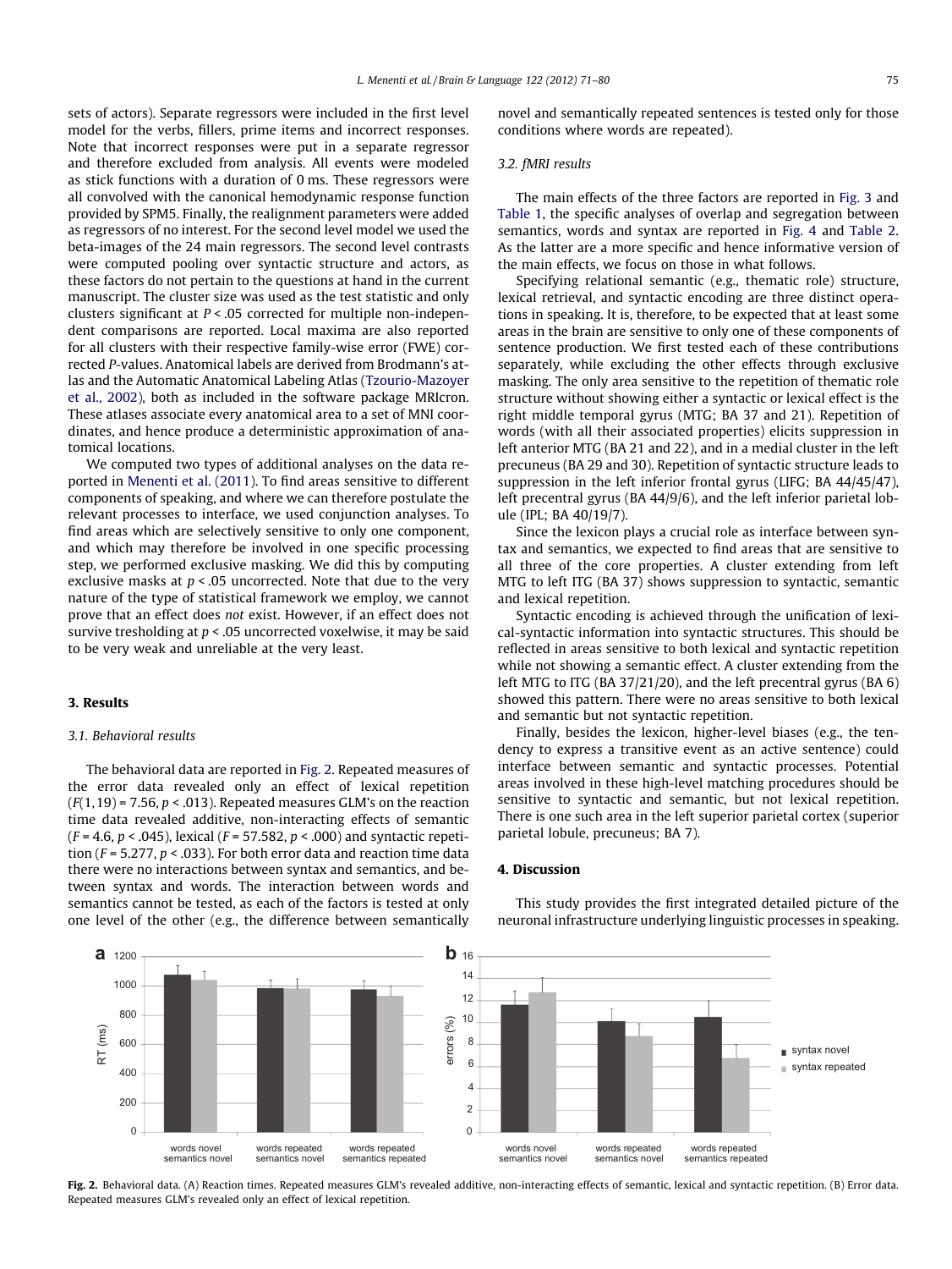sets of actors). Separate regressors were included in the first level model for the verbs, fillers, prime items and incorrect responses. Note that incorrect responses were put in a separate regressor and therefore excluded from analysis. All events were modeled as stick functions with a duration of 0 ms. These regressors were all convolved with the canonical hemodynamic response function provided by SPM5. Finally, the realignment parameters were added as regressors of no interest. For the second level model we used the beta-images of the 24 main regressors. The second level contrasts were computed pooling over syntactic structure and actors, as these factors do not pertain to the questions at hand in the current manuscript. The cluster size was used as the test statistic and only clusters significant at $P < .05$ corrected for multiple non-independent comparisons are reported. Local maxima are also reported for all clusters with their respective family-wise error (FWE) corrected $P$-values. Anatomical labels are derived from Brodmann's atlas and the Automatic Anatomical Labeling Atlas (Tzourio-Mazoyer et al., 2002), both as included in the software package MRIcron. These atlases associate every anatomical area to a set of MNI coordinates, and hence produce a deterministic approximation of anatomical locations.

We computed two types of additional analyses on the data reported in Menenti et al. (2011). To find areas sensitive to different components of speaking, and where we can therefore postulate the relevant processes to interface, we used conjunction analyses. To find areas which are selectively sensitive to only one component, and which may therefore be involved in one specific processing step, we performed exclusive masking. We did this by computing exclusive masks at $p < .05$ uncorrected. Note that due to the very nature of the type of statistical framework we employ, we cannot prove that an effect does *not* exist. However, if an effect does not survive tresholding at $p < .05$ uncorrected voxelwise, it may be said to be very weak and unreliable at the very least.

## 3. Results

### 3.1. Behavioral results

The behavioral data are reported in Fig. 2. Repeated measures of the error data revealed only an effect of lexical repetition ($F(1,19) = 7.56$, $p < .013$). Repeated measures GLM's on the reaction time data revealed additive, non-interacting effects of semantic ($F = 4.6$, $p < .045$), lexical ($F = 57.582$, $p < .000$) and syntactic repetition ($F = 5.277$, $p < .033$). For both error data and reaction time data there were no interactions between syntax and semantics, and between syntax and words. The interaction between words and semantics cannot be tested, as each of the factors is tested at only one level of the other (e.g., the difference between semantically novel and semantically repeated sentences is tested only for those conditions where words are repeated).

### 3.2. fMRI results

The main effects of the three factors are reported in Fig. 3 and Table 1, the specific analyses of overlap and segregation between semantics, words and syntax are reported in Fig. 4 and Table 2. As the latter are a more specific and hence informative version of the main effects, we focus on those in what follows.

Specifying relational semantic (e.g., thematic role) structure, lexical retrieval, and syntactic encoding are three distinct operations in speaking. It is, therefore, to be expected that at least some areas in the brain are sensitive to only one of these components of sentence production. We first tested each of these contributions separately, while excluding the other effects through exclusive masking. The only area sensitive to the repetition of thematic role structure without showing either a syntactic or lexical effect is the right middle temporal gyrus (MTG; BA 37 and 21). Repetition of words (with all their associated properties) elicits suppression in left anterior MTG (BA 21 and 22), and in a medial cluster in the left precuneus (BA 29 and 30). Repetition of syntactic structure leads to suppression in the left inferior frontal gyrus (LIFG; BA 44/45/47), left precentral gyrus (BA 44/9/6), and the left inferior parietal lobule (IPL; BA 40/19/7).

Since the lexicon plays a crucial role as interface between syntax and semantics, we expected to find areas that are sensitive to all three of the core properties. A cluster extending from left MTG to left ITG (BA 37) shows suppression to syntactic, semantic and lexical repetition.

Syntactic encoding is achieved through the unification of lexical-syntactic information into syntactic structures. This should be reflected in areas sensitive to both lexical and syntactic repetition while not showing a semantic effect. A cluster extending from the left MTG to ITG (BA 37/21/20), and the left precentral gyrus (BA 6) showed this pattern. There were no areas sensitive to both lexical and semantic but not syntactic repetition.

Finally, besides the lexicon, higher-level biases (e.g., the tendency to express a transitive event as an active sentence) could interface between semantic and syntactic processes. Potential areas involved in these high-level matching procedures should be sensitive to syntactic and semantic, but not lexical repetition. There is one such area in the left superior parietal cortex (superior parietal lobule, precuneus; BA 7).

## 4. Discussion

This study provides the first integrated detailed picture of the neuronal infrastructure underlying linguistic processes in speaking.

**Fig. 2.** Behavioral data. (A) Reaction times. Repeated measures GLM's revealed additive, non-interacting effects of semantic, lexical and syntactic repetition. (B) Error data. Repeated measures GLM's revealed only an effect of lexical repetition.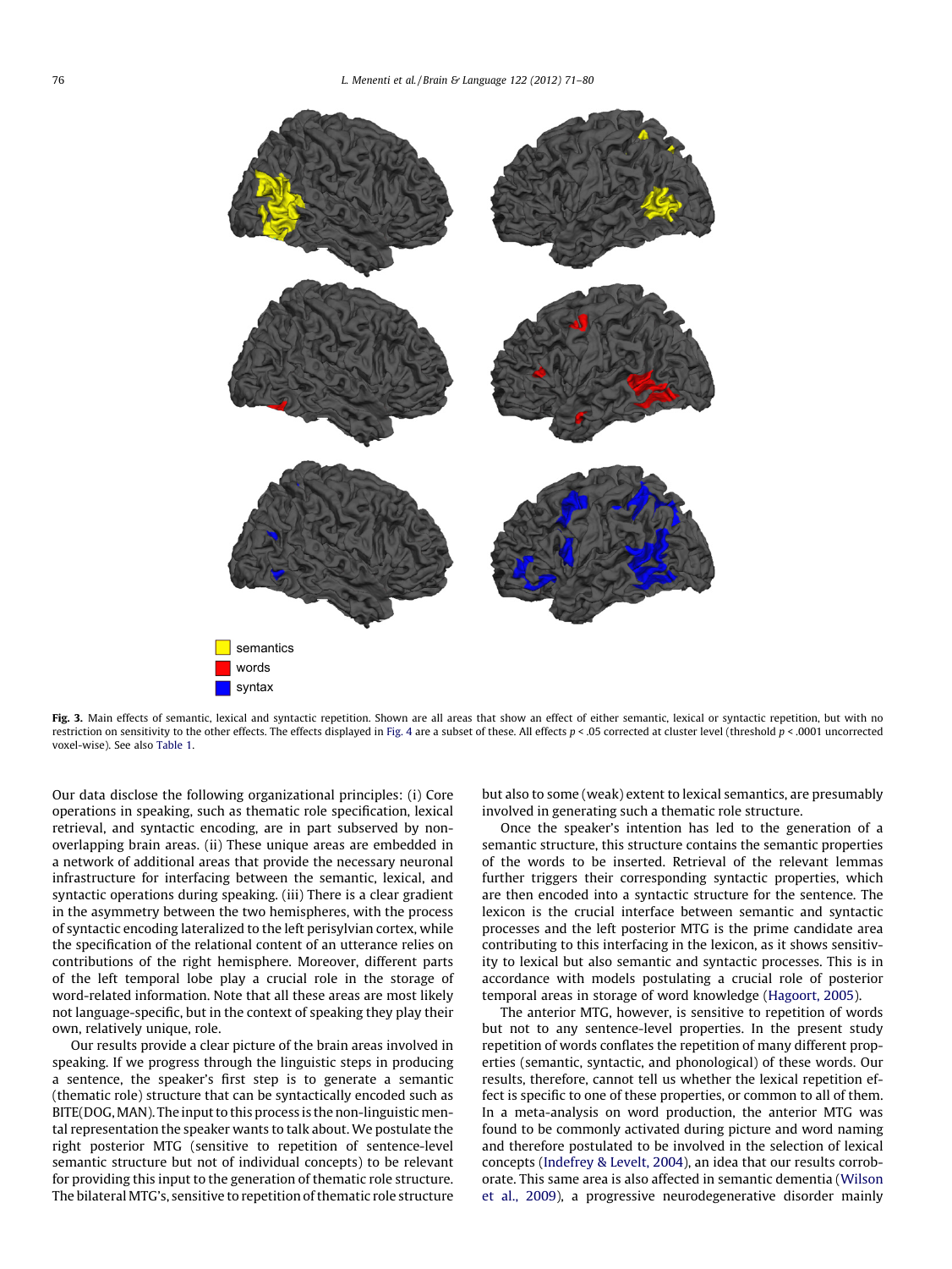semantics
words
syntax

**Fig. 3.** Main effects of semantic, lexical and syntactic repetition. Shown are all areas that show an effect of either semantic, lexical or syntactic repetition, but with no restriction on sensitivity to the other effects. The effects displayed in Fig. 4 are a subset of these. All effects $p < .05$ corrected at cluster level (threshold $p < .0001$ uncorrected voxel-wise). See also Table 1.

Our data disclose the following organizational principles: (i) Core operations in speaking, such as thematic role specification, lexical retrieval, and syntactic encoding, are in part subserved by non-overlapping brain areas. (ii) These unique areas are embedded in a network of additional areas that provide the necessary neuronal infrastructure for interfacing between the semantic, lexical, and syntactic operations during speaking. (iii) There is a clear gradient in the asymmetry between the two hemispheres, with the process of syntactic encoding lateralized to the left perisylvian cortex, while the specification of the relational content of an utterance relies on contributions of the right hemisphere. Moreover, different parts of the left temporal lobe play a crucial role in the storage of word-related information. Note that all these areas are most likely not language-specific, but in the context of speaking they play their own, relatively unique, role.

Our results provide a clear picture of the brain areas involved in speaking. If we progress through the linguistic steps in producing a sentence, the speaker's first step is to generate a semantic (thematic role) structure that can be syntactically encoded such as BITE(DOG, MAN). The input to this process is the non-linguistic mental representation the speaker wants to talk about. We postulate the right posterior MTG (sensitive to repetition of sentence-level semantic structure but not of individual concepts) to be relevant for providing this input to the generation of thematic role structure. The bilateral MTG's, sensitive to repetition of thematic role structure but also to some (weak) extent to lexical semantics, are presumably involved in generating such a thematic role structure.

Once the speaker's intention has led to the generation of a semantic structure, this structure contains the semantic properties of the words to be inserted. Retrieval of the relevant lemmas further triggers their corresponding syntactic properties, which are then encoded into a syntactic structure for the sentence. The lexicon is the crucial interface between semantic and syntactic processes and the left posterior MTG is the prime candidate area contributing to this interfacing in the lexicon, as it shows sensitivity to lexical but also semantic and syntactic processes. This is in accordance with models postulating a crucial role of posterior temporal areas in storage of word knowledge (Hagoort, 2005).

The anterior MTG, however, is sensitive to repetition of words but not to any sentence-level properties. In the present study repetition of words conflates the repetition of many different properties (semantic, syntactic, and phonological) of these words. Our results, therefore, cannot tell us whether the lexical repetition effect is specific to one of these properties, or common to all of them. In a meta-analysis on word production, the anterior MTG was found to be commonly activated during picture and word naming and therefore postulated to be involved in the selection of lexical concepts (Indefrey & Levelt, 2004), an idea that our results corroborate. This same area is also affected in semantic dementia (Wilson et al., 2009), a progressive neurodegenerative disorder mainly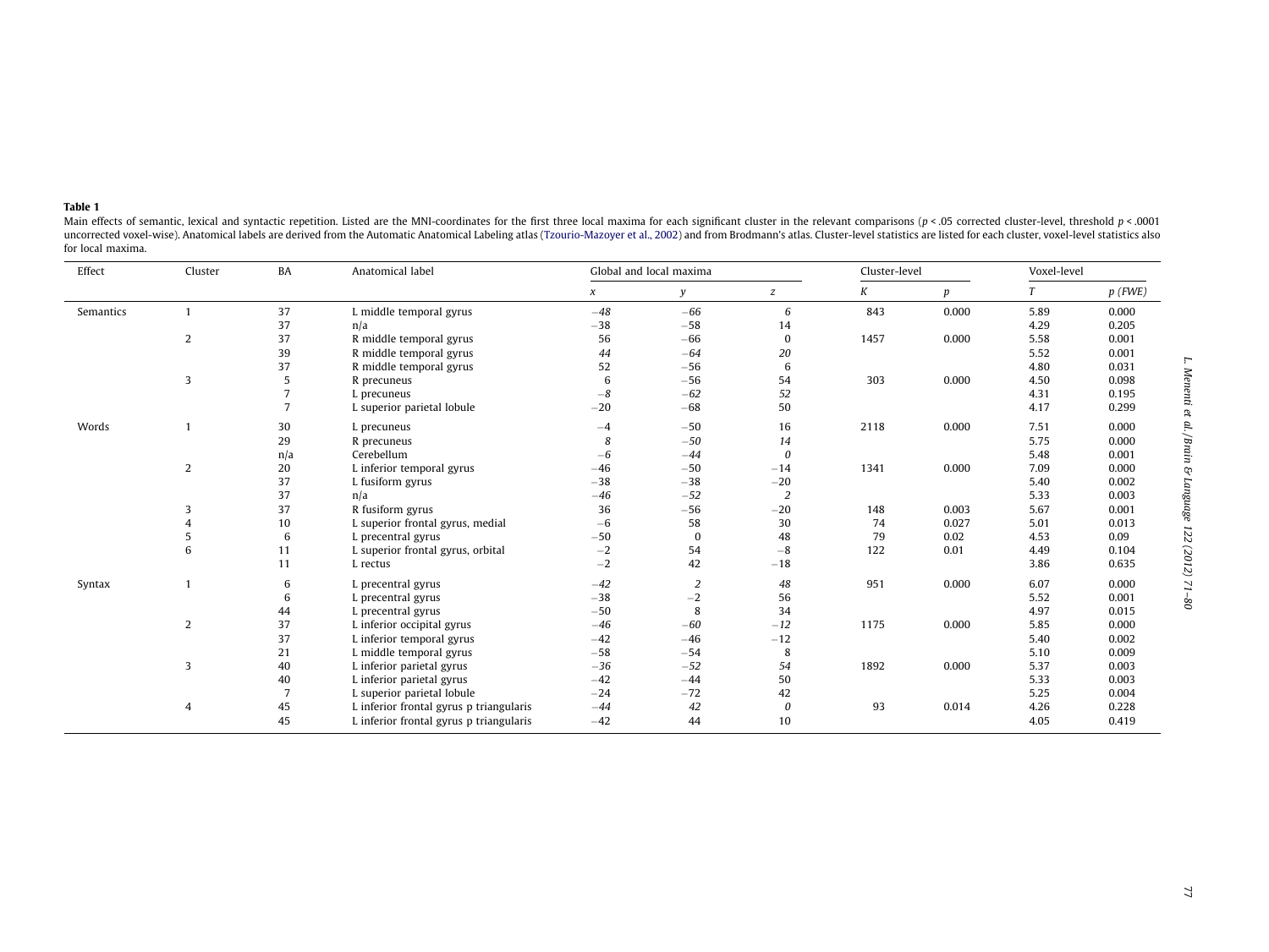**Table 1**

Main effects of semantic, lexical and syntactic repetition. Listed are the MNI-coordinates for the first three local maxima for each significant cluster in the relevant comparisons ($p < .05$ corrected cluster-level, threshold $p < .0001$ uncorrected voxel-wise). Anatomical labels are derived from the Automatic Anatomical Labeling atlas (Tzourio-Mazoyer et al., 2002) and from Brodmann's atlas. Cluster-level statistics are listed for each cluster, voxel-level statistics also for local maxima.

| Effect | Cluster | BA | Anatomical label | Global and local maxima | | | Cluster-level | | Voxel-level | |
|---|---|---|---|---|---|---|---|---|---|---|
| | | | | *x* | *y* | *z* | *K* | *p* | *T* | *p (FWE)* |
| Semantics | 1 | 37 | L middle temporal gyrus | *−48* | *−66* | *6* | 843 | 0.000 | 5.89 | 0.000 |
| | | 37 | n/a | −38 | −58 | 14 | | | 4.29 | 0.205 |
| | 2 | 37 | R middle temporal gyrus | 56 | −66 | 0 | 1457 | 0.000 | 5.58 | 0.001 |
| | | 39 | R middle temporal gyrus | *44* | *−64* | *20* | | | 5.52 | 0.001 |
| | | 37 | R middle temporal gyrus | 52 | −56 | 6 | | | 4.80 | 0.031 |
| | 3 | 5 | R precuneus | 6 | −56 | 54 | 303 | 0.000 | 4.50 | 0.098 |
| | | 7 | L precuneus | *−8* | *−62* | *52* | | | 4.31 | 0.195 |
| | | 7 | L superior parietal lobule | −20 | −68 | 50 | | | 4.17 | 0.299 |
| Words | 1 | 30 | L precuneus | −4 | −50 | 16 | 2118 | 0.000 | 7.51 | 0.000 |
| | | 29 | R precuneus | *8* | *−50* | *14* | | | 5.75 | 0.000 |
| | | n/a | Cerebellum | *−6* | *−44* | *0* | | | 5.48 | 0.001 |
| | 2 | 20 | L inferior temporal gyrus | −46 | −50 | −14 | 1341 | 0.000 | 7.09 | 0.000 |
| | | 37 | L fusiform gyrus | −38 | −38 | −20 | | | 5.40 | 0.002 |
| | | 37 | n/a | *−46* | *−52* | *2* | | | 5.33 | 0.003 |
| | 3 | 37 | R fusiform gyrus | 36 | −56 | −20 | 148 | 0.003 | 5.67 | 0.001 |
| | 4 | 10 | L superior frontal gyrus, medial | −6 | 58 | 30 | 74 | 0.027 | 5.01 | 0.013 |
| | 5 | 6 | L precentral gyrus | −50 | 0 | 48 | 79 | 0.02 | 4.53 | 0.09 |
| | 6 | 11 | L superior frontal gyrus, orbital | −2 | 54 | −8 | 122 | 0.01 | 4.49 | 0.104 |
| | | 11 | L rectus | −2 | 42 | −18 | | | 3.86 | 0.635 |
| Syntax | 1 | 6 | L precentral gyrus | *−42* | *2* | *48* | 951 | 0.000 | 6.07 | 0.000 |
| | | 6 | L precentral gyrus | −38 | −2 | 56 | | | 5.52 | 0.001 |
| | | 44 | L precentral gyrus | −50 | 8 | 34 | | | 4.97 | 0.015 |
| | 2 | 37 | L inferior occipital gyrus | *−46* | *−60* | *−12* | 1175 | 0.000 | 5.85 | 0.000 |
| | | 37 | L inferior temporal gyrus | −42 | −46 | −12 | | | 5.40 | 0.002 |
| | | 21 | L middle temporal gyrus | −58 | −54 | 8 | | | 5.10 | 0.009 |
| | 3 | 40 | L inferior parietal gyrus | *−36* | *−52* | *54* | 1892 | 0.000 | 5.37 | 0.003 |
| | | 40 | L inferior parietal gyrus | −42 | −44 | 50 | | | 5.33 | 0.003 |
| | | 7 | L superior parietal lobule | −24 | −72 | 42 | | | 5.25 | 0.004 |
| | 4 | 45 | L inferior frontal gyrus p triangularis | *−44* | *42* | *0* | 93 | 0.014 | 4.26 | 0.228 |
| | | 45 | L inferior frontal gyrus p triangularis | −42 | 44 | 10 | | | 4.05 | 0.419 |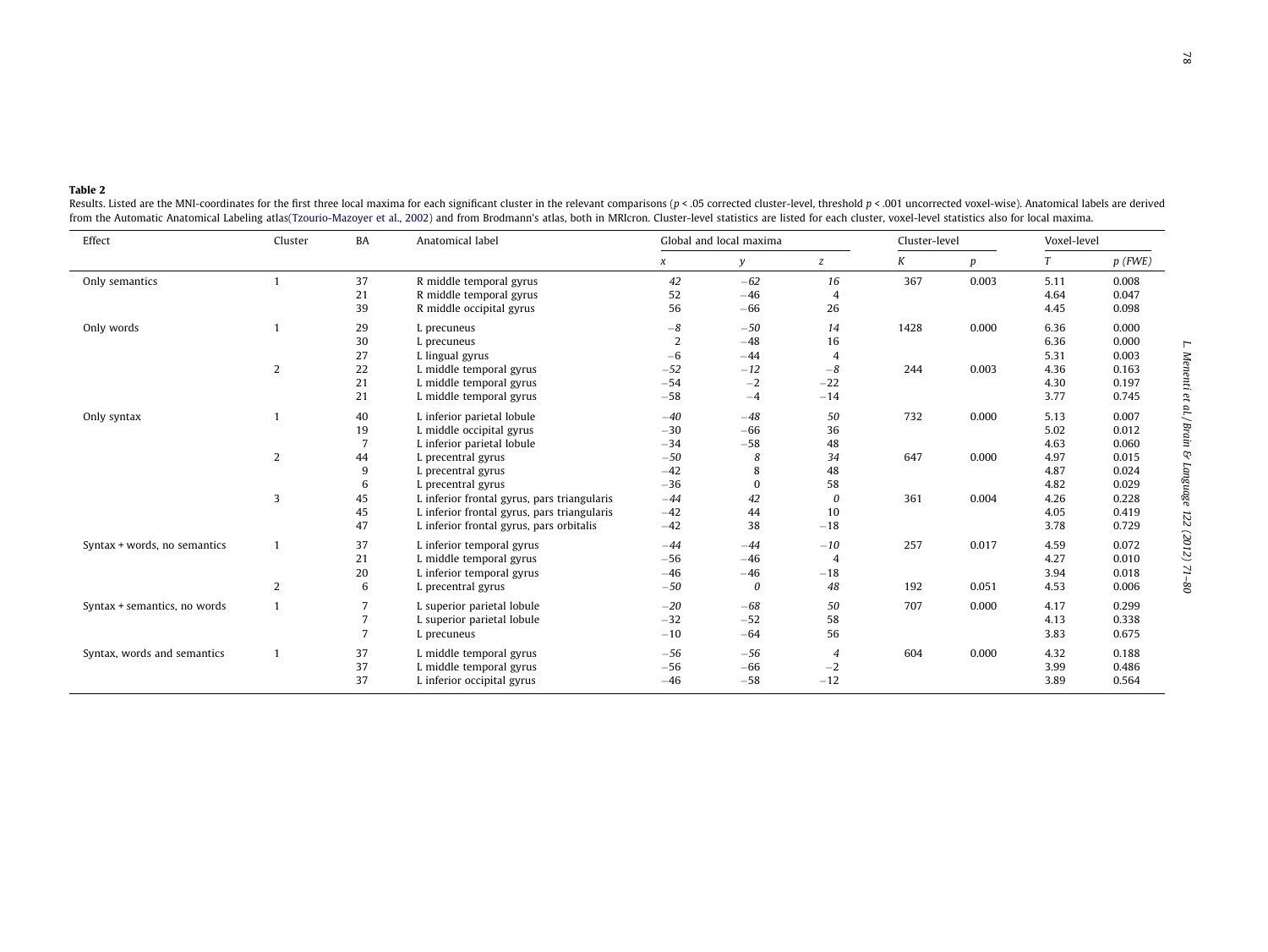**Table 2**

Results. Listed are the MNI-coordinates for the first three local maxima for each significant cluster in the relevant comparisons ($p < .05$ corrected cluster-level, threshold $p < .001$ uncorrected voxel-wise). Anatomical labels are derived from the Automatic Anatomical Labeling atlas(Tzourio-Mazoyer et al., 2002) and from Brodmann's atlas, both in MRIcron. Cluster-level statistics are listed for each cluster, voxel-level statistics also for local maxima.

| Effect | Cluster | BA | Anatomical label | Global and local maxima | | | Cluster-level | | Voxel-level | |
|---|---|---|---|---|---|---|---|---|---|---|
| | | | | *x* | *y* | *z* | *K* | *p* | *T* | *p (FWE)* |
| Only semantics | 1 | 37 | R middle temporal gyrus | *42* | *−62* | *16* | 367 | 0.003 | 5.11 | 0.008 |
| | | 21 | R middle temporal gyrus | 52 | −46 | 4 | | | 4.64 | 0.047 |
| | | 39 | R middle occipital gyrus | 56 | −66 | 26 | | | 4.45 | 0.098 |
| Only words | 1 | 29 | L precuneus | *−8* | *−50* | *14* | 1428 | 0.000 | 6.36 | 0.000 |
| | | 30 | L precuneus | 2 | −48 | 16 | | | 6.36 | 0.000 |
| | | 27 | L lingual gyrus | −6 | −44 | 4 | | | 5.31 | 0.003 |
| | 2 | 22 | L middle temporal gyrus | *−52* | *−12* | *−8* | 244 | 0.003 | 4.36 | 0.163 |
| | | 21 | L middle temporal gyrus | −54 | −2 | −22 | | | 4.30 | 0.197 |
| | | 21 | L middle temporal gyrus | −58 | −4 | −14 | | | 3.77 | 0.745 |
| Only syntax | 1 | 40 | L inferior parietal lobule | *−40* | *−48* | *50* | 732 | 0.000 | 5.13 | 0.007 |
| | | 19 | L middle occipital gyrus | −30 | −66 | 36 | | | 5.02 | 0.012 |
| | | 7 | L inferior parietal lobule | −34 | −58 | 48 | | | 4.63 | 0.060 |
| | 2 | 44 | L precentral gyrus | *−50* | *8* | *34* | 647 | 0.000 | 4.97 | 0.015 |
| | | 9 | L precentral gyrus | −42 | 8 | 48 | | | 4.87 | 0.024 |
| | | 6 | L precentral gyrus | −36 | 0 | 58 | | | 4.82 | 0.029 |
| | 3 | 45 | L inferior frontal gyrus, pars triangularis | *−44* | *42* | *0* | 361 | 0.004 | 4.26 | 0.228 |
| | | 45 | L inferior frontal gyrus, pars triangularis | −42 | 44 | 10 | | | 4.05 | 0.419 |
| | | 47 | L inferior frontal gyrus, pars orbitalis | −42 | 38 | −18 | | | 3.78 | 0.729 |
| Syntax + words, no semantics | 1 | 37 | L inferior temporal gyrus | *−44* | *−44* | *−10* | 257 | 0.017 | 4.59 | 0.072 |
| | | 21 | L middle temporal gyrus | −56 | −46 | 4 | | | 4.27 | 0.010 |
| | | 20 | L inferior temporal gyrus | −46 | −46 | −18 | | | 3.94 | 0.018 |
| | 2 | 6 | L precentral gyrus | *−50* | *0* | *48* | 192 | 0.051 | 4.53 | 0.006 |
| Syntax + semantics, no words | 1 | 7 | L superior parietal lobule | *−20* | *−68* | *50* | 707 | 0.000 | 4.17 | 0.299 |
| | | 7 | L superior parietal lobule | −32 | −52 | 58 | | | 4.13 | 0.338 |
| | | 7 | L precuneus | −10 | −64 | 56 | | | 3.83 | 0.675 |
| Syntax, words and semantics | 1 | 37 | L middle temporal gyrus | *−56* | *−56* | *4* | 604 | 0.000 | 4.32 | 0.188 |
| | | 37 | L middle temporal gyrus | −56 | −66 | −2 | | | 3.99 | 0.486 |
| | | 37 | L inferior occipital gyrus | −46 | −58 | −12 | | | 3.89 | 0.564 |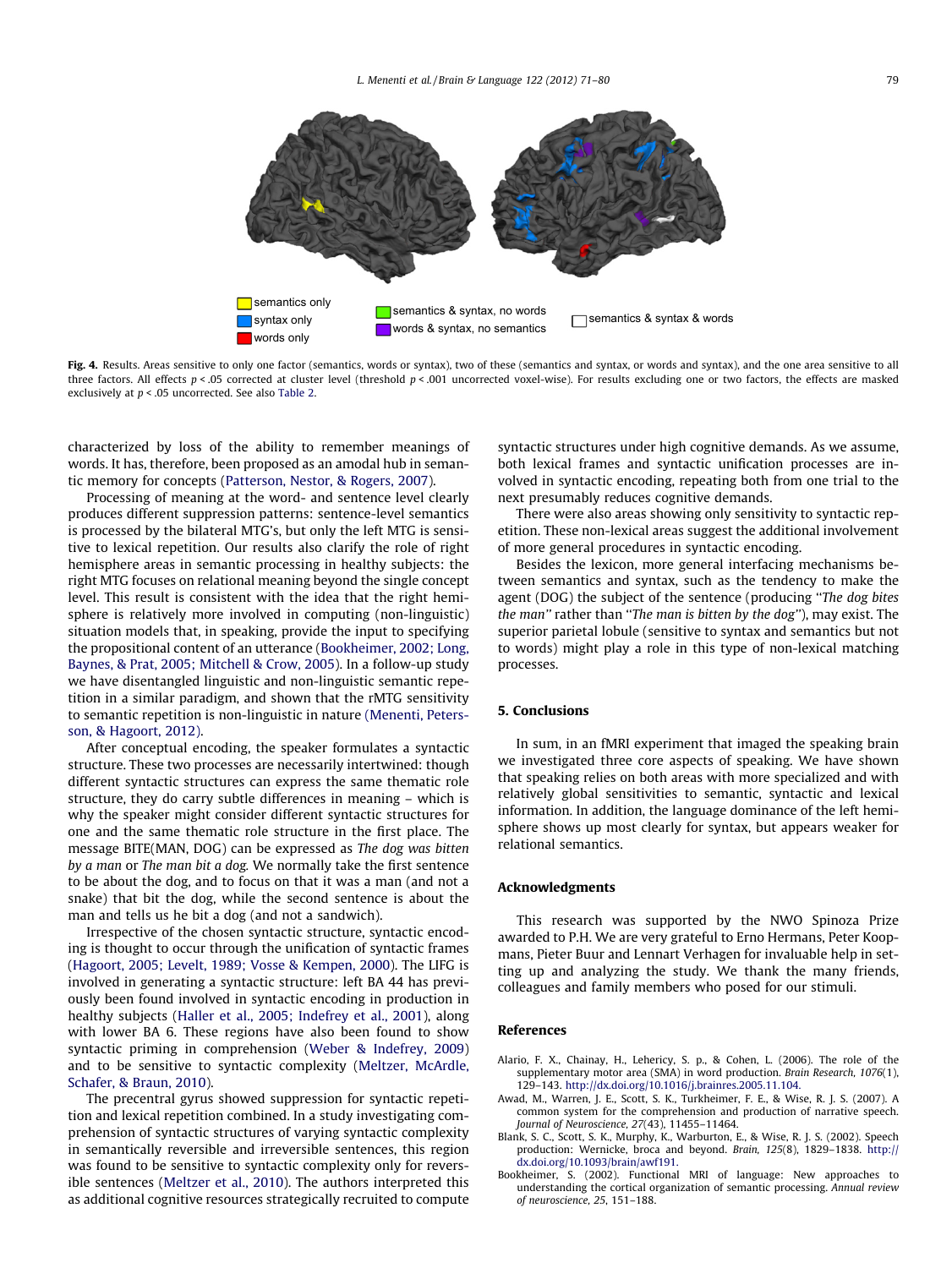semantics only
syntax only
words only
semantics & syntax, no words
words & syntax, no semantics
semantics & syntax & words

**Fig. 4.** Results. Areas sensitive to only one factor (semantics, words or syntax), two of these (semantics and syntax, or words and syntax), and the one area sensitive to all three factors. All effects $p < .05$ corrected at cluster level (threshold $p < .001$ uncorrected voxel-wise). For results excluding one or two factors, the effects are masked exclusively at $p < .05$ uncorrected. See also Table 2.

characterized by loss of the ability to remember meanings of words. It has, therefore, been proposed as an amodal hub in semantic memory for concepts (Patterson, Nestor, & Rogers, 2007).

Processing of meaning at the word- and sentence level clearly produces different suppression patterns: sentence-level semantics is processed by the bilateral MTG's, but only the left MTG is sensitive to lexical repetition. Our results also clarify the role of right hemisphere areas in semantic processing in healthy subjects: the right MTG focuses on relational meaning beyond the single concept level. This result is consistent with the idea that the right hemisphere is relatively more involved in computing (non-linguistic) situation models that, in speaking, provide the input to specifying the propositional content of an utterance (Bookheimer, 2002; Long, Baynes, & Prat, 2005; Mitchell & Crow, 2005). In a follow-up study we have disentangled linguistic and non-linguistic semantic repetition in a similar paradigm, and shown that the rMTG sensitivity to semantic repetition is non-linguistic in nature (Menenti, Petersson, & Hagoort, 2012).

After conceptual encoding, the speaker formulates a syntactic structure. These two processes are necessarily intertwined: though different syntactic structures can express the same thematic role structure, they do carry subtle differences in meaning – which is why the speaker might consider different syntactic structures for one and the same thematic role structure in the first place. The message BITE(MAN, DOG) can be expressed as *The dog was bitten by a man* or *The man bit a dog.* We normally take the first sentence to be about the dog, and to focus on that it was a man (and not a snake) that bit the dog, while the second sentence is about the man and tells us he bit a dog (and not a sandwich).

Irrespective of the chosen syntactic structure, syntactic encoding is thought to occur through the unification of syntactic frames (Hagoort, 2005; Levelt, 1989; Vosse & Kempen, 2000). The LIFG is involved in generating a syntactic structure: left BA 44 has previously been found involved in syntactic encoding in production in healthy subjects (Haller et al., 2005; Indefrey et al., 2001), along with lower BA 6. These regions have also been found to show syntactic priming in comprehension (Weber & Indefrey, 2009) and to be sensitive to syntactic complexity (Meltzer, McArdle, Schafer, & Braun, 2010).

The precentral gyrus showed suppression for syntactic repetition and lexical repetition combined. In a study investigating comprehension of syntactic structures of varying syntactic complexity in semantically reversible and irreversible sentences, this region was found to be sensitive to syntactic complexity only for reversible sentences (Meltzer et al., 2010). The authors interpreted this as additional cognitive resources strategically recruited to compute syntactic structures under high cognitive demands. As we assume, both lexical frames and syntactic unification processes are involved in syntactic encoding, repeating both from one trial to the next presumably reduces cognitive demands.

There were also areas showing only sensitivity to syntactic repetition. These non-lexical areas suggest the additional involvement of more general procedures in syntactic encoding.

Besides the lexicon, more general interfacing mechanisms between semantics and syntax, such as the tendency to make the agent (DOG) the subject of the sentence (producing "*The dog bites the man*" rather than "*The man is bitten by the dog*"), may exist. The superior parietal lobule (sensitive to syntax and semantics but not to words) might play a role in this type of non-lexical matching processes.

## 5. Conclusions

In sum, in an fMRI experiment that imaged the speaking brain we investigated three core aspects of speaking. We have shown that speaking relies on both areas with more specialized and with relatively global sensitivities to semantic, syntactic and lexical information. In addition, the language dominance of the left hemisphere shows up most clearly for syntax, but appears weaker for relational semantics.

## Acknowledgments

This research was supported by the NWO Spinoza Prize awarded to P.H. We are very grateful to Erno Hermans, Peter Koopmans, Pieter Buur and Lennart Verhagen for invaluable help in setting up and analyzing the study. We thank the many friends, colleagues and family members who posed for our stimuli.

## References

Alario, F. X., Chainay, H., Lehericy, S. p., & Cohen, L. (2006). The role of the supplementary motor area (SMA) in word production. *Brain Research, 1076*(1), 129–143. http://dx.doi.org/10.1016/j.brainres.2005.11.104.

Awad, M., Warren, J. E., Scott, S. K., Turkheimer, F. E., & Wise, R. J. S. (2007). A common system for the comprehension and production of narrative speech. *Journal of Neuroscience, 27*(43), 11455–11464.

Blank, S. C., Scott, S. K., Murphy, K., Warburton, E., & Wise, R. J. S. (2002). Speech production: Wernicke, broca and beyond. *Brain, 125*(8), 1829–1838. http://dx.doi.org/10.1093/brain/awf191.

Bookheimer, S. (2002). Functional MRI of language: New approaches to understanding the cortical organization of semantic processing. *Annual review of neuroscience, 25*, 151–188.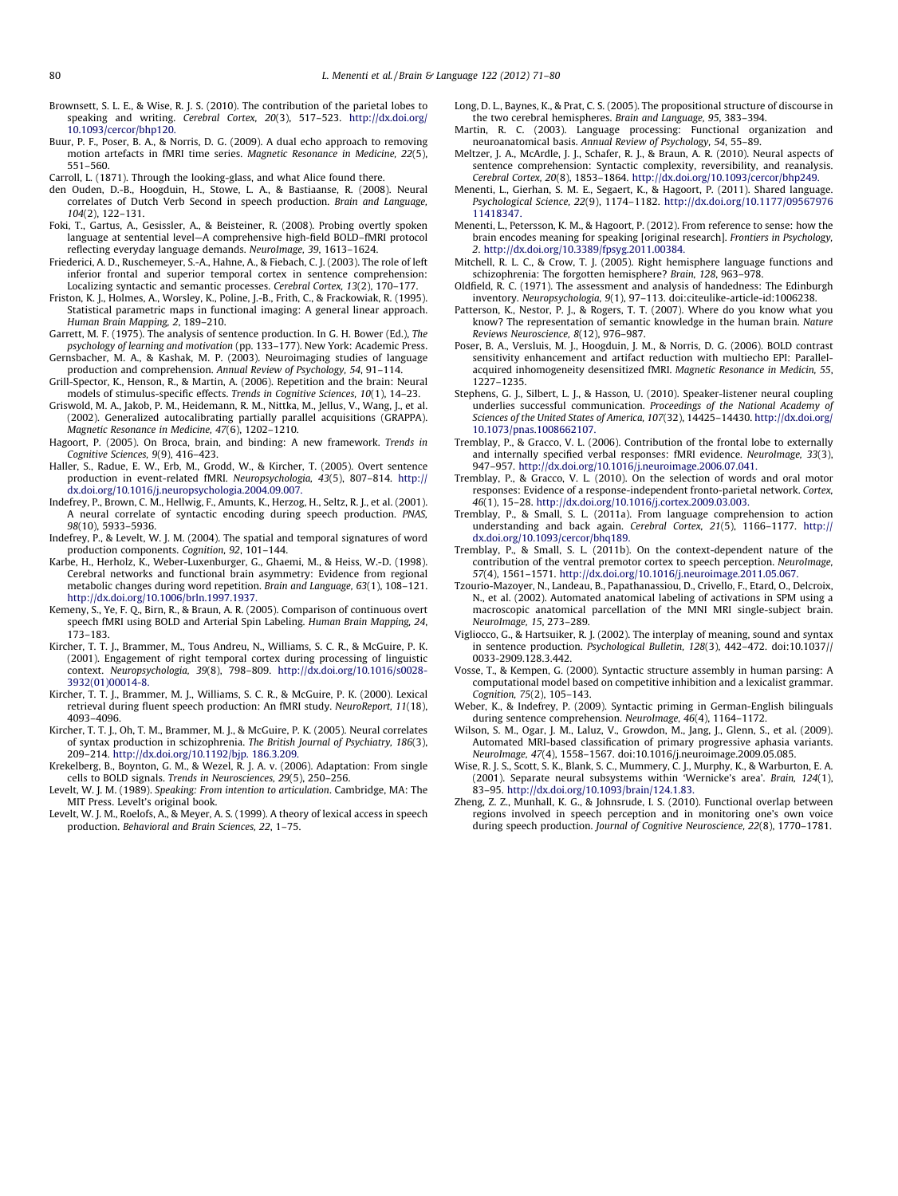Brownsett, S. L. E., & Wise, R. J. S. (2010). The contribution of the parietal lobes to speaking and writing. *Cerebral Cortex, 20*(3), 517–523. http://dx.doi.org/10.1093/cercor/bhp120.

Buur, P. F., Poser, B. A., & Norris, D. G. (2009). A dual echo approach to removing motion artefacts in fMRI time series. *Magnetic Resonance in Medicine, 22*(5), 551–560.

Carroll, L. (1871). Through the looking-glass, and what Alice found there.

den Ouden, D.-B., Hoogduin, H., Stowe, L. A., & Bastiaanse, R. (2008). Neural correlates of Dutch Verb Second in speech production. *Brain and Language, 104*(2), 122–131.

Foki, T., Gartus, A., Gesissler, A., & Beisteiner, R. (2008). Probing overtly spoken language at sentential level—A comprehensive high-field BOLD–fMRI protocol reflecting everyday language demands. *NeuroImage, 39*, 1613–1624.

Friederici, A. D., Ruschemeyer, S.-A., Hahne, A., & Fiebach, C. J. (2003). The role of left inferior frontal and superior temporal cortex in sentence comprehension: Localizing syntactic and semantic processes. *Cerebral Cortex, 13*(2), 170–177.

Friston, K. J., Holmes, A., Worsley, K., Poline, J.-B., Frith, C., & Frackowiak, R. (1995). Statistical parametric maps in functional imaging: A general linear approach. *Human Brain Mapping, 2*, 189–210.

Garrett, M. F. (1975). The analysis of sentence production. In G. H. Bower (Ed.), *The psychology of learning and motivation* (pp. 133–177). New York: Academic Press.

Gernsbacher, M. A., & Kashak, M. P. (2003). Neuroimaging studies of language production and comprehension. *Annual Review of Psychology, 54*, 91–114.

Grill-Spector, K., Henson, R., & Martin, A. (2006). Repetition and the brain: Neural models of stimulus-specific effects. *Trends in Cognitive Sciences, 10*(1), 14–23.

Griswold, M. A., Jakob, P. M., Heidemann, R. M., Nittka, M., Jellus, V., Wang, J., et al. (2002). Generalized autocalibrating partially parallel acquisitions (GRAPPA). *Magnetic Resonance in Medicine, 47*(6), 1202–1210.

Hagoort, P. (2005). On Broca, brain, and binding: A new framework. *Trends in Cognitive Sciences, 9*(9), 416–423.

Haller, S., Radue, E. W., Erb, M., Grodd, W., & Kircher, T. (2005). Overt sentence production in event-related fMRI. *Neuropsychologia, 43*(5), 807–814. http://dx.doi.org/10.1016/j.neuropsychologia.2004.09.007.

Indefrey, P., Brown, C. M., Hellwig, F., Amunts, K., Herzog, H., Seltz, R. J., et al. (2001). A neural correlate of syntactic encoding during speech production. *PNAS, 98*(10), 5933–5936.

Indefrey, P., & Levelt, W. J. M. (2004). The spatial and temporal signatures of word production components. *Cognition, 92*, 101–144.

Karbe, H., Herholz, K., Weber-Luxenburger, G., Ghaemi, M., & Heiss, W.-D. (1998). Cerebral networks and functional brain asymmetry: Evidence from regional metabolic changes during word repetition. *Brain and Language, 63*(1), 108–121. http://dx.doi.org/10.1006/brln.1997.1937.

Kemeny, S., Ye, F. Q., Birn, R., & Braun, A. R. (2005). Comparison of continuous overt speech fMRI using BOLD and Arterial Spin Labeling. *Human Brain Mapping, 24*, 173–183.

Kircher, T. T. J., Brammer, M., Tous Andreu, N., Williams, S. C. R., & McGuire, P. K. (2001). Engagement of right temporal cortex during processing of linguistic context. *Neuropsychologia, 39*(8), 798–809. http://dx.doi.org/10.1016/s0028-3932(01)00014-8.

Kircher, T. T. J., Brammer, M. J., Williams, S. C. R., & McGuire, P. K. (2000). Lexical retrieval during fluent speech production: An fMRI study. *NeuroReport, 11*(18), 4093–4096.

Kircher, T. T. J., Oh, T. M., Brammer, M. J., & McGuire, P. K. (2005). Neural correlates of syntax production in schizophrenia. *The British Journal of Psychiatry, 186*(3), 209–214. http://dx.doi.org/10.1192/bjp. 186.3.209.

Krekelberg, B., Boynton, G. M., & Wezel, R. J. A. v. (2006). Adaptation: From single cells to BOLD signals. *Trends in Neurosciences, 29*(5), 250–256.

Levelt, W. J. M. (1989). *Speaking: From intention to articulation*. Cambridge, MA: The MIT Press. Levelt's original book.

Levelt, W. J. M., Roelofs, A., & Meyer, A. S. (1999). A theory of lexical access in speech production. *Behavioral and Brain Sciences, 22*, 1–75.

Long, D. L., Baynes, K., & Prat, C. S. (2005). The propositional structure of discourse in the two cerebral hemispheres. *Brain and Language, 95*, 383–394.

Martin, R. C. (2003). Language processing: Functional organization and neuroanatomical basis. *Annual Review of Psychology, 54*, 55–89.

Meltzer, J. A., McArdle, J. J., Schafer, R. J., & Braun, A. R. (2010). Neural aspects of sentence comprehension: Syntactic complexity, reversibility, and reanalysis. *Cerebral Cortex, 20*(8), 1853–1864. http://dx.doi.org/10.1093/cercor/bhp249.

Menenti, L., Gierhan, S. M. E., Segaert, K., & Hagoort, P. (2011). Shared language. *Psychological Science, 22*(9), 1174–1182. http://dx.doi.org/10.1177/0956797611418347.

Menenti, L., Petersson, K. M., & Hagoort, P. (2012). From reference to sense: how the brain encodes meaning for speaking [original research]. *Frontiers in Psychology, 2*. http://dx.doi.org/10.3389/fpsyg.2011.00384.

Mitchell, R. L. C., & Crow, T. J. (2005). Right hemisphere language functions and schizophrenia: The forgotten hemisphere? *Brain, 128*, 963–978.

Oldfield, R. C. (1971). The assessment and analysis of handedness: The Edinburgh inventory. *Neuropsychologia, 9*(1), 97–113. doi:citeulike-article-id:1006238.

Patterson, K., Nestor, P. J., & Rogers, T. T. (2007). Where do you know what you know? The representation of semantic knowledge in the human brain. *Nature Reviews Neuroscience, 8*(12), 976–987.

Poser, B. A., Versluis, M. J., Hoogduin, J. M., & Norris, D. G. (2006). BOLD contrast sensitivity enhancement and artifact reduction with multiecho EPI: Parallel-acquired inhomogeneity desensitized fMRI. *Magnetic Resonance in Medicin, 55*, 1227–1235.

Stephens, G. J., Silbert, L. J., & Hasson, U. (2010). Speaker-listener neural coupling underlies successful communication. *Proceedings of the National Academy of Sciences of the United States of America, 107*(32), 14425–14430. http://dx.doi.org/10.1073/pnas.1008662107.

Tremblay, P., & Gracco, V. L. (2006). Contribution of the frontal lobe to externally and internally specified verbal responses: fMRI evidence. *NeuroImage, 33*(3), 947–957. http://dx.doi.org/10.1016/j.neuroimage.2006.07.041.

Tremblay, P., & Gracco, V. L. (2010). On the selection of words and oral motor responses: Evidence of a response-independent fronto-parietal network. *Cortex, 46*(1), 15–28. http://dx.doi.org/10.1016/j.cortex.2009.03.003.

Tremblay, P., & Small, S. L. (2011a). From language comprehension to action understanding and back again. *Cerebral Cortex, 21*(5), 1166–1177. http://dx.doi.org/10.1093/cercor/bhq189.

Tremblay, P., & Small, S. L. (2011b). On the context-dependent nature of the contribution of the ventral premotor cortex to speech perception. *NeuroImage, 57*(4), 1561–1571. http://dx.doi.org/10.1016/j.neuroimage.2011.05.067.

Tzourio-Mazoyer, N., Landeau, B., Papathanassiou, D., Crivello, F., Etard, O., Delcroix, N., et al. (2002). Automated anatomical labeling of activations in SPM using a macroscopic anatomical parcellation of the MNI MRI single-subject brain. *NeuroImage, 15*, 273–289.

Vigliocco, G., & Hartsuiker, R. J. (2002). The interplay of meaning, sound and syntax in sentence production. *Psychological Bulletin, 128*(3), 442–472. doi:10.1037//0033-2909.128.3.442.

Vosse, T., & Kempen, G. (2000). Syntactic structure assembly in human parsing: A computational model based on competitive inhibition and a lexicalist grammar. *Cognition, 75*(2), 105–143.

Weber, K., & Indefrey, P. (2009). Syntactic priming in German-English bilinguals during sentence comprehension. *NeuroImage, 46*(4), 1164–1172.

Wilson, S. M., Ogar, J. M., Laluz, V., Growdon, M., Jang, J., Glenn, S., et al. (2009). Automated MRI-based classification of primary progressive aphasia variants. *NeuroImage, 47*(4), 1558–1567. doi:10.1016/j.neuroimage.2009.05.085.

Wise, R. J. S., Scott, S. K., Blank, S. C., Mummery, C. J., Murphy, K., & Warburton, E. A. (2001). Separate neural subsystems within 'Wernicke's area'. *Brain, 124*(1), 83–95. http://dx.doi.org/10.1093/brain/124.1.83.

Zheng, Z. Z., Munhall, K. G., & Johnsrude, I. S. (2010). Functional overlap between regions involved in speech perception and in monitoring one's own voice during speech production. *Journal of Cognitive Neuroscience, 22*(8), 1770–1781.